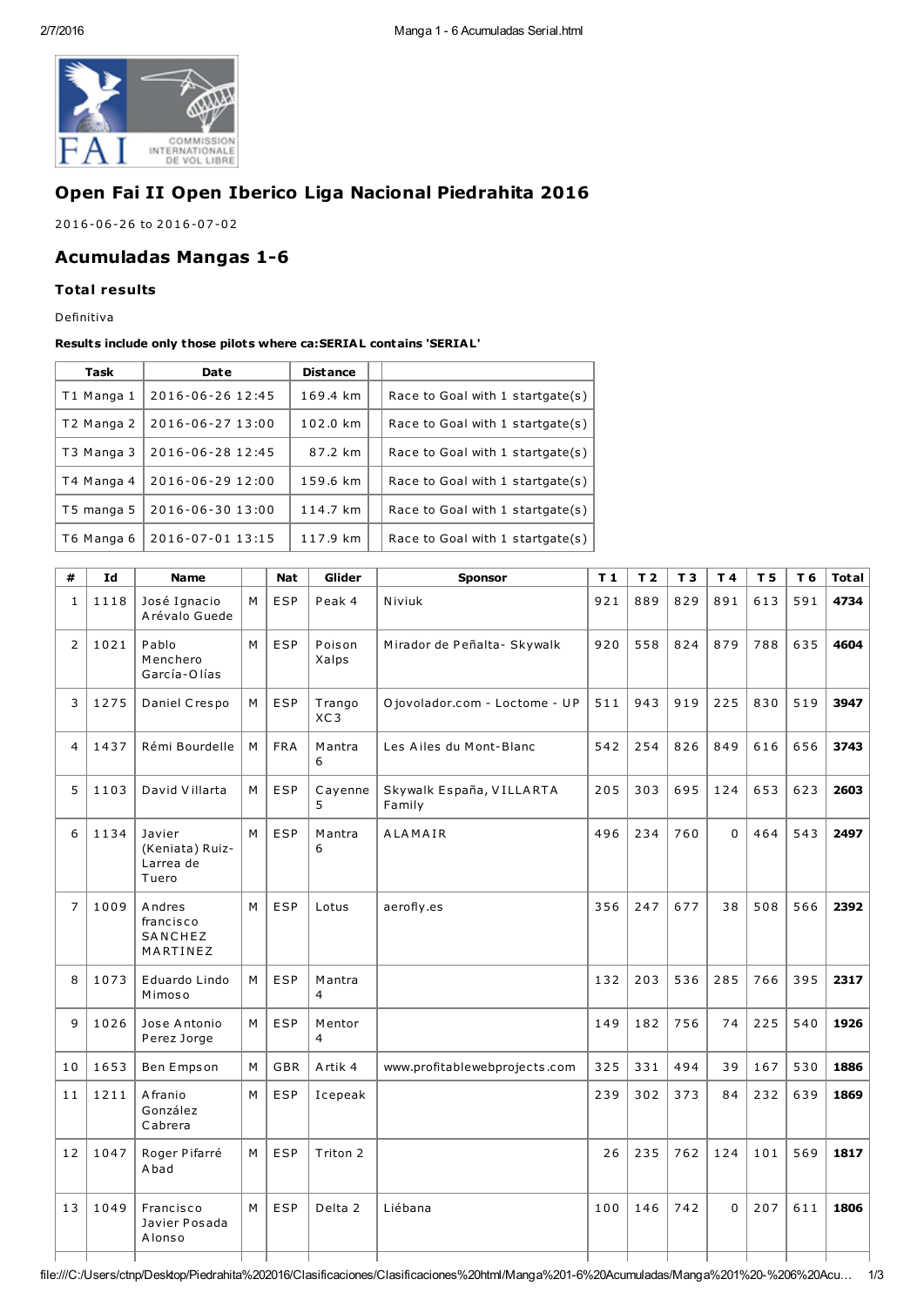# Open Fai II Open Iberico Liga Nacional Piedrahita 2016

2016-06-26 to 2016-07-02

## Acumuladas Mangas 1-6

### Total results

Definitiva

**Results include only those pilots where ca:SERIAL contains 'SERIAL'**

| Task | Date | Distance | |
|---|---|---|---|
| T1 Manga 1 | 2016-06-26 12:45 | 169.4 km | Race to Goal with 1 startgate(s) |
| T2 Manga 2 | 2016-06-27 13:00 | 102.0 km | Race to Goal with 1 startgate(s) |
| T3 Manga 3 | 2016-06-28 12:45 | 87.2 km | Race to Goal with 1 startgate(s) |
| T4 Manga 4 | 2016-06-29 12:00 | 159.6 km | Race to Goal with 1 startgate(s) |
| T5 manga 5 | 2016-06-30 13:00 | 114.7 km | Race to Goal with 1 startgate(s) |
| T6 Manga 6 | 2016-07-01 13:15 | 117.9 km | Race to Goal with 1 startgate(s) |

| # | Id | Name | | Nat | Glider | Sponsor | T 1 | T 2 | T 3 | T 4 | T 5 | T 6 | Total |
|---|---|---|---|---|---|---|---|---|---|---|---|---|---|
| 1 | 1118 | José Ignacio Arévalo Guede | M | ESP | Peak 4 | Niviuk | 921 | 889 | 829 | 891 | 613 | 591 | **4734** |
| 2 | 1021 | Pablo Menchero García-Olías | M | ESP | Poison Xalps | Mirador de Peñalta- Skywalk | 920 | 558 | 824 | 879 | 788 | 635 | **4604** |
| 3 | 1275 | Daniel Crespo | M | ESP | Trango XC3 | Ojovolador.com - Loctome - UP | 511 | 943 | 919 | 225 | 830 | 519 | **3947** |
| 4 | 1437 | Rémi Bourdelle | M | FRA | Mantra 6 | Les Ailes du Mont-Blanc | 542 | 254 | 826 | 849 | 616 | 656 | **3743** |
| 5 | 1103 | David Villarta | M | ESP | Cayenne 5 | Skywalk España, VILLARTA Family | 205 | 303 | 695 | 124 | 653 | 623 | **2603** |
| 6 | 1134 | Javier (Keniata) Ruiz-Larrea de Tuero | M | ESP | Mantra 6 | ALAMAIR | 496 | 234 | 760 | 0 | 464 | 543 | **2497** |
| 7 | 1009 | Andres francisco SANCHEZ MARTINEZ | M | ESP | Lotus | aerofly.es | 356 | 247 | 677 | 38 | 508 | 566 | **2392** |
| 8 | 1073 | Eduardo Lindo Mimoso | M | ESP | Mantra 4 | | 132 | 203 | 536 | 285 | 766 | 395 | **2317** |
| 9 | 1026 | Jose Antonio Perez Jorge | M | ESP | Mentor 4 | | 149 | 182 | 756 | 74 | 225 | 540 | **1926** |
| 10 | 1653 | Ben Empson | M | GBR | Artik 4 | www.profitablewebprojects.com | 325 | 331 | 494 | 39 | 167 | 530 | **1886** |
| 11 | 1211 | Afranio González Cabrera | M | ESP | Icepeak | | 239 | 302 | 373 | 84 | 232 | 639 | **1869** |
| 12 | 1047 | Roger Pifarré Abad | M | ESP | Triton 2 | | 26 | 235 | 762 | 124 | 101 | 569 | **1817** |
| 13 | 1049 | Francisco Javier Posada Alonso | M | ESP | Delta 2 | Liébana | 100 | 146 | 742 | 0 | 207 | 611 | **1806** |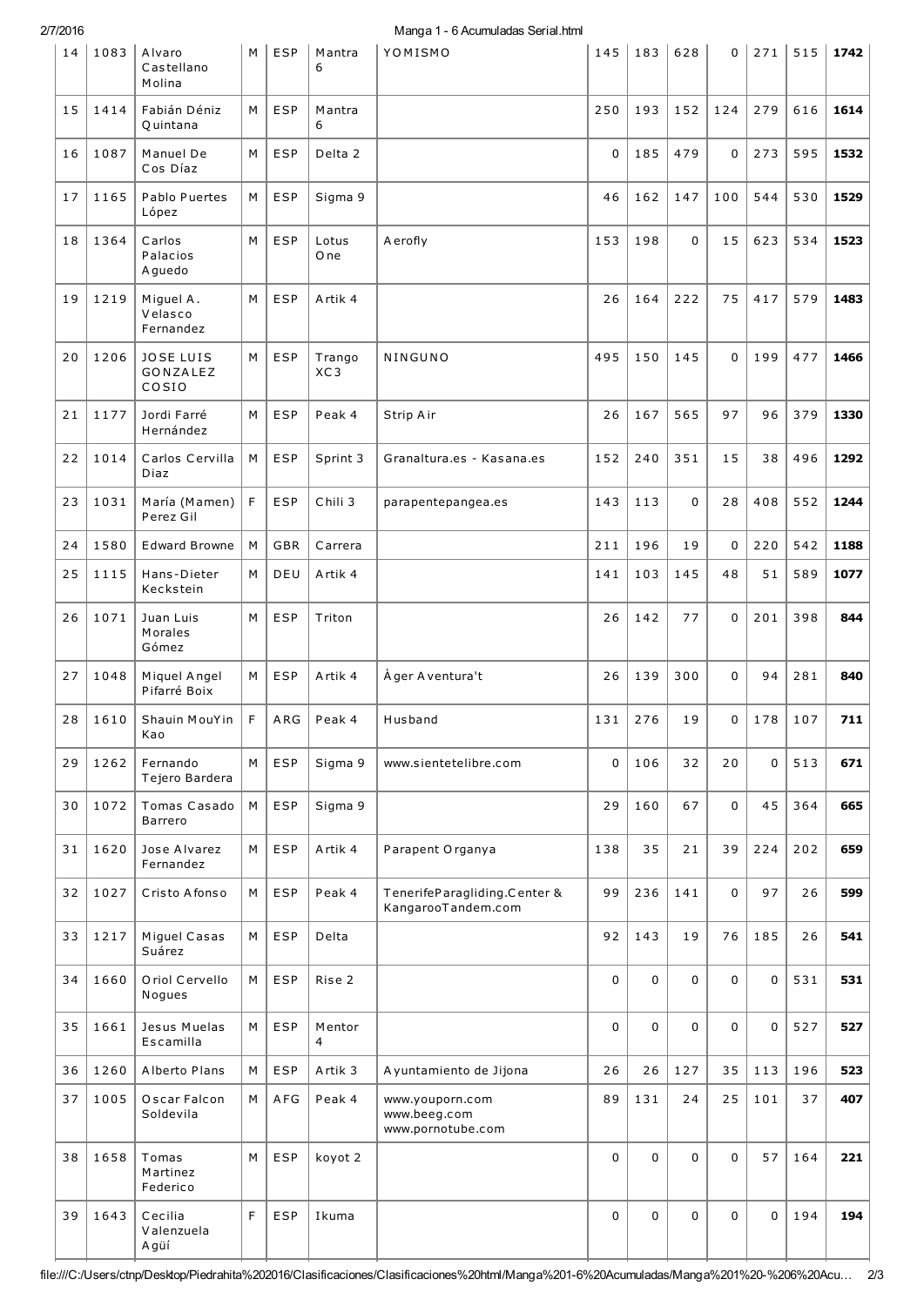| 14 | 1083 | Alvaro Castellano Molina | M | ESP | Mantra 6 | YOMISMO | 145 | 183 | 628 | 0 | 271 | 515 | **1742** |
|---|---|---|---|---|---|---|---|---|---|---|---|---|---|
| 15 | 1414 | Fabián Déniz Quintana | M | ESP | Mantra 6 | | 250 | 193 | 152 | 124 | 279 | 616 | **1614** |
| 16 | 1087 | Manuel De Cos Díaz | M | ESP | Delta 2 | | 0 | 185 | 479 | 0 | 273 | 595 | **1532** |
| 17 | 1165 | Pablo Puertes López | M | ESP | Sigma 9 | | 46 | 162 | 147 | 100 | 544 | 530 | **1529** |
| 18 | 1364 | Carlos Palacios Aguedo | M | ESP | Lotus One | Aerofly | 153 | 198 | 0 | 15 | 623 | 534 | **1523** |
| 19 | 1219 | Miguel A. Velasco Fernandez | M | ESP | Artik 4 | | 26 | 164 | 222 | 75 | 417 | 579 | **1483** |
| 20 | 1206 | JOSE LUIS GONZALEZ COSIO | M | ESP | Trango XC3 | NINGUNO | 495 | 150 | 145 | 0 | 199 | 477 | **1466** |
| 21 | 1177 | Jordi Farré Hernández | M | ESP | Peak 4 | Strip Air | 26 | 167 | 565 | 97 | 96 | 379 | **1330** |
| 22 | 1014 | Carlos Cervilla Diaz | M | ESP | Sprint 3 | Granaltura.es - Kasana.es | 152 | 240 | 351 | 15 | 38 | 496 | **1292** |
| 23 | 1031 | María (Mamen) Perez Gil | F | ESP | Chili 3 | parapentepangea.es | 143 | 113 | 0 | 28 | 408 | 552 | **1244** |
| 24 | 1580 | Edward Browne | M | GBR | Carrera | | 211 | 196 | 19 | 0 | 220 | 542 | **1188** |
| 25 | 1115 | Hans-Dieter Keckstein | M | DEU | Artik 4 | | 141 | 103 | 145 | 48 | 51 | 589 | **1077** |
| 26 | 1071 | Juan Luis Morales Gómez | M | ESP | Triton | | 26 | 142 | 77 | 0 | 201 | 398 | **844** |
| 27 | 1048 | Miquel Angel Pifarré Boix | M | ESP | Artik 4 | Àger Aventura't | 26 | 139 | 300 | 0 | 94 | 281 | **840** |
| 28 | 1610 | Shauin MouYin Kao | F | ARG | Peak 4 | Husband | 131 | 276 | 19 | 0 | 178 | 107 | **711** |
| 29 | 1262 | Fernando Tejero Bardera | M | ESP | Sigma 9 | www.sientetelibre.com | 0 | 106 | 32 | 20 | 0 | 513 | **671** |
| 30 | 1072 | Tomas Casado Barrero | M | ESP | Sigma 9 | | 29 | 160 | 67 | 0 | 45 | 364 | **665** |
| 31 | 1620 | Jose Alvarez Fernandez | M | ESP | Artik 4 | Parapent Organya | 138 | 35 | 21 | 39 | 224 | 202 | **659** |
| 32 | 1027 | Cristo Afonso | M | ESP | Peak 4 | TenerifeParagliding.Center & KangarooTandem.com | 99 | 236 | 141 | 0 | 97 | 26 | **599** |
| 33 | 1217 | Miguel Casas Suárez | M | ESP | Delta | | 92 | 143 | 19 | 76 | 185 | 26 | **541** |
| 34 | 1660 | Oriol Cervello Nogues | M | ESP | Rise 2 | | 0 | 0 | 0 | 0 | 0 | 531 | **531** |
| 35 | 1661 | Jesus Muelas Escamilla | M | ESP | Mentor 4 | | 0 | 0 | 0 | 0 | 0 | 527 | **527** |
| 36 | 1260 | Alberto Plans | M | ESP | Artik 3 | Ayuntamiento de Jijona | 26 | 26 | 127 | 35 | 113 | 196 | **523** |
| 37 | 1005 | Oscar Falcon Soldevila | M | AFG | Peak 4 | www.youporn.com www.beeg.com www.pornotube.com | 89 | 131 | 24 | 25 | 101 | 37 | **407** |
| 38 | 1658 | Tomas Martinez Federico | M | ESP | koyot 2 | | 0 | 0 | 0 | 0 | 57 | 164 | **221** |
| 39 | 1643 | Cecilia Valenzuela Agüí | F | ESP | Ikuma | | 0 | 0 | 0 | 0 | 0 | 194 | **194** |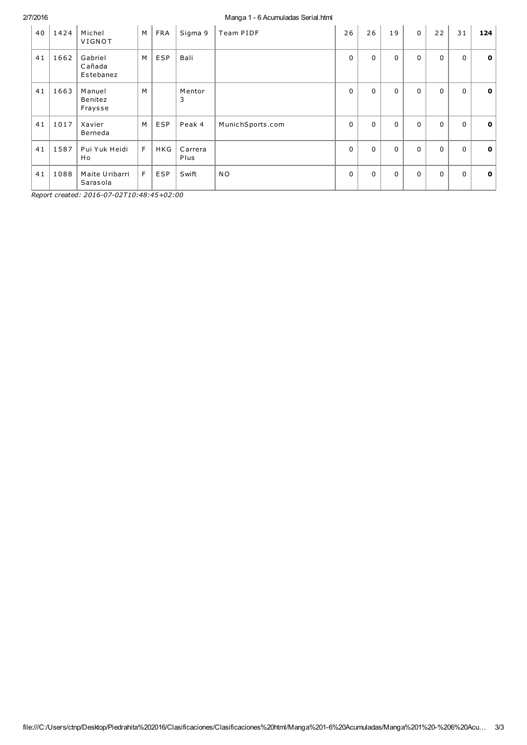| | | | | | | | | | | | | | |
|---|---|---|---|---|---|---|---|---|---|---|---|---|---|
| 40 | 1424 | Michel VIGNOT | M | FRA | Sigma 9 | Team PIDF | 26 | 26 | 19 | 0 | 22 | 31 | **124** |
| 41 | 1662 | Gabriel Cañada Estebanez | M | ESP | Bali | | 0 | 0 | 0 | 0 | 0 | 0 | **0** |
| 41 | 1663 | Manuel Benitez Fraysse | M | | Mentor 3 | | 0 | 0 | 0 | 0 | 0 | 0 | **0** |
| 41 | 1017 | Xavier Berneda | M | ESP | Peak 4 | MunichSports.com | 0 | 0 | 0 | 0 | 0 | 0 | **0** |
| 41 | 1587 | Pui Yuk Heidi Ho | F | HKG | Carrera Plus | | 0 | 0 | 0 | 0 | 0 | 0 | **0** |
| 41 | 1088 | Maite Uribarri Sarasola | F | ESP | Swift | NO | 0 | 0 | 0 | 0 | 0 | 0 | **0** |

*Report created: 2016-07-02T10:48:45+02:00*